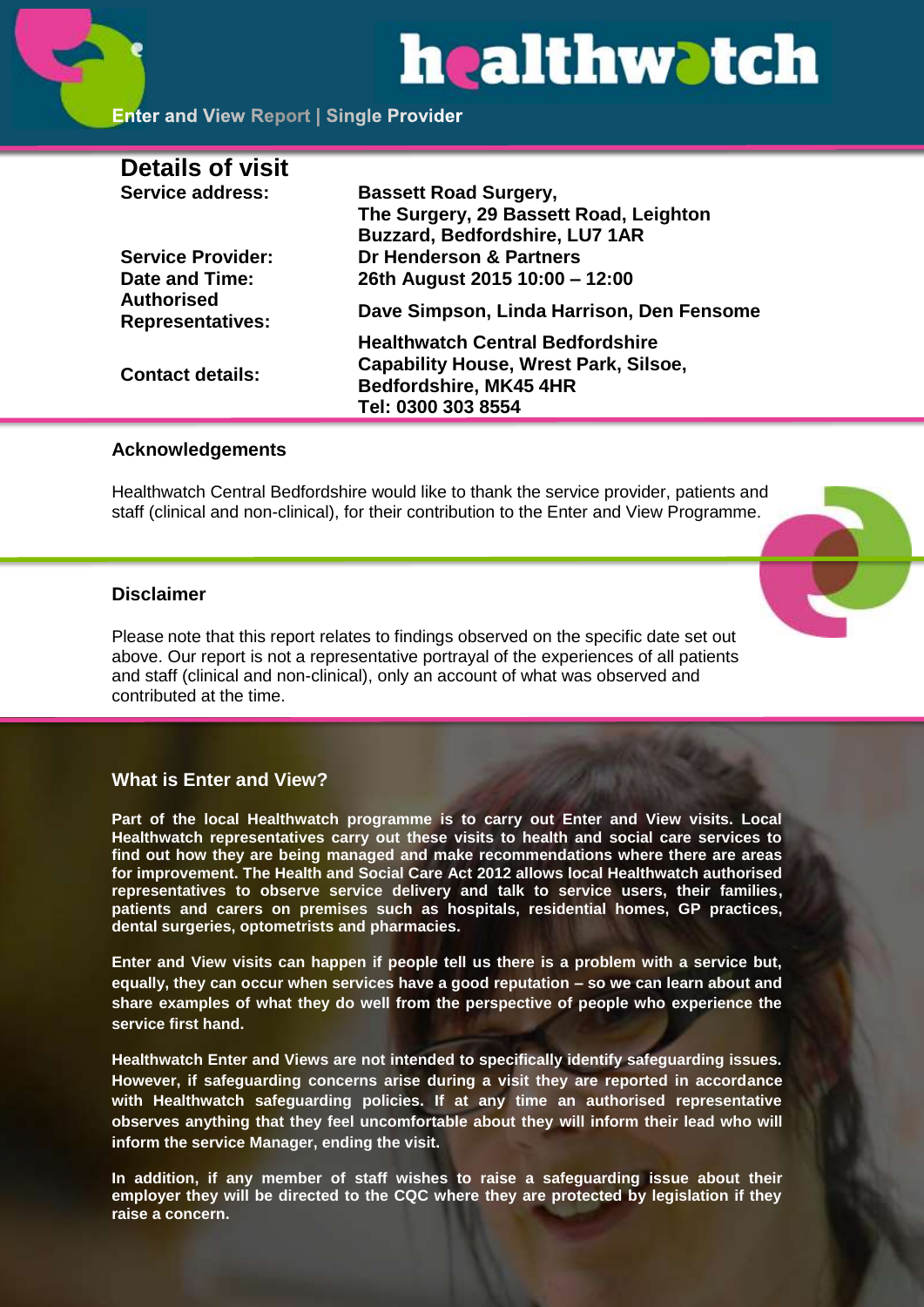# healthwatch

**Enter and View Report | Single Provider**

## Details of visit

| | |
|---|---|
| **Service address:** | **Bassett Road Surgery, The Surgery, 29 Bassett Road, Leighton Buzzard, Bedfordshire, LU7 1AR** |
| **Service Provider:** | **Dr Henderson & Partners** |
| **Date and Time:** | **26th August 2015 10:00 – 12:00** |
| **Authorised Representatives:** | **Dave Simpson, Linda Harrison, Den Fensome** |
| **Contact details:** | **Healthwatch Central Bedfordshire Capability House, Wrest Park, Silsoe, Bedfordshire, MK45 4HR Tel: 0300 303 8554** |

### Acknowledgements

Healthwatch Central Bedfordshire would like to thank the service provider, patients and staff (clinical and non-clinical), for their contribution to the Enter and View Programme.

### Disclaimer

Please note that this report relates to findings observed on the specific date set out above. Our report is not a representative portrayal of the experiences of all patients and staff (clinical and non-clinical), only an account of what was observed and contributed at the time.

### What is Enter and View?

**Part of the local Healthwatch programme is to carry out Enter and View visits. Local Healthwatch representatives carry out these visits to health and social care services to find out how they are being managed and make recommendations where there are areas for improvement. The Health and Social Care Act 2012 allows local Healthwatch authorised representatives to observe service delivery and talk to service users, their families, patients and carers on premises such as hospitals, residential homes, GP practices, dental surgeries, optometrists and pharmacies.**

**Enter and View visits can happen if people tell us there is a problem with a service but, equally, they can occur when services have a good reputation – so we can learn about and share examples of what they do well from the perspective of people who experience the service first hand.**

**Healthwatch Enter and Views are not intended to specifically identify safeguarding issues. However, if safeguarding concerns arise during a visit they are reported in accordance with Healthwatch safeguarding policies. If at any time an authorised representative observes anything that they feel uncomfortable about they will inform their lead who will inform the service Manager, ending the visit.**

**In addition, if any member of staff wishes to raise a safeguarding issue about their employer they will be directed to the CQC where they are protected by legislation if they raise a concern.**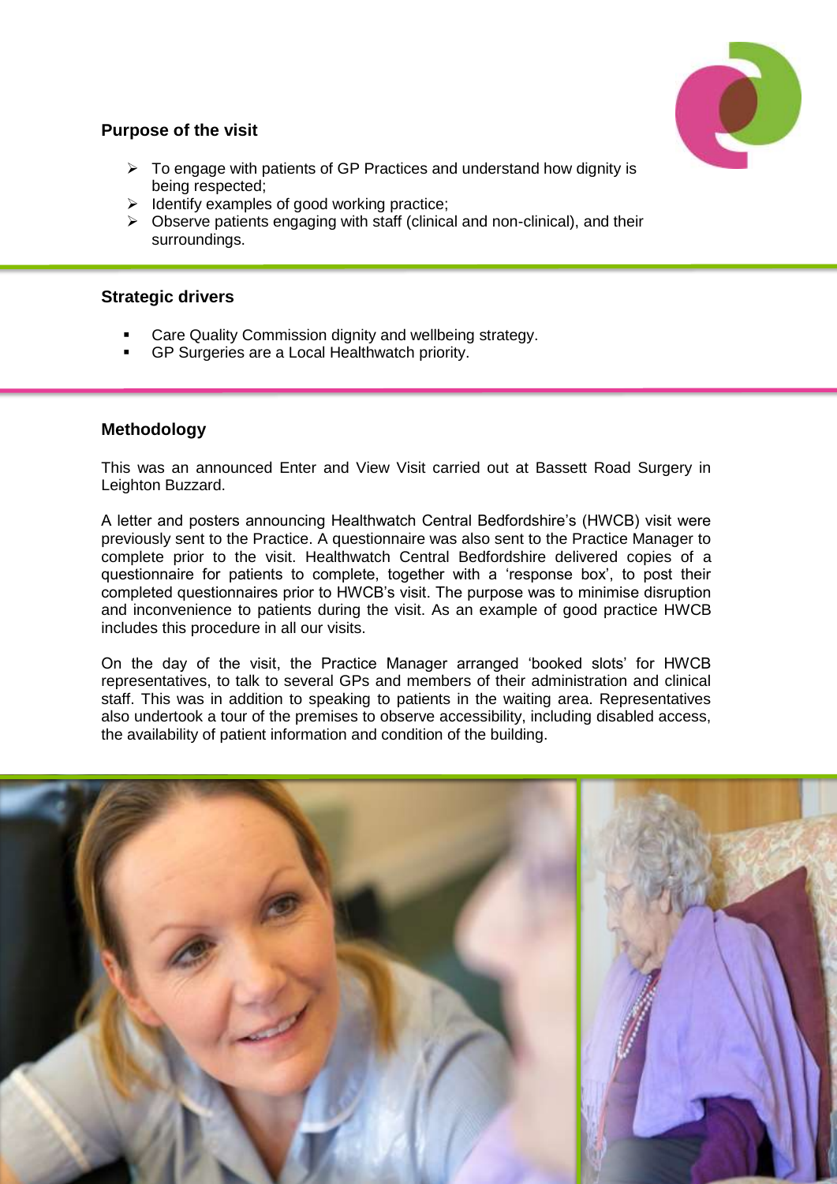## Purpose of the visit

- To engage with patients of GP Practices and understand how dignity is being respected;
- Identify examples of good working practice;
- Observe patients engaging with staff (clinical and non-clinical), and their surroundings.

## Strategic drivers

- Care Quality Commission dignity and wellbeing strategy.
- GP Surgeries are a Local Healthwatch priority.

## Methodology

This was an announced Enter and View Visit carried out at Bassett Road Surgery in Leighton Buzzard.

A letter and posters announcing Healthwatch Central Bedfordshire's (HWCB) visit were previously sent to the Practice. A questionnaire was also sent to the Practice Manager to complete prior to the visit. Healthwatch Central Bedfordshire delivered copies of a questionnaire for patients to complete, together with a 'response box', to post their completed questionnaires prior to HWCB's visit. The purpose was to minimise disruption and inconvenience to patients during the visit. As an example of good practice HWCB includes this procedure in all our visits.

On the day of the visit, the Practice Manager arranged 'booked slots' for HWCB representatives, to talk to several GPs and members of their administration and clinical staff. This was in addition to speaking to patients in the waiting area. Representatives also undertook a tour of the premises to observe accessibility, including disabled access, the availability of patient information and condition of the building.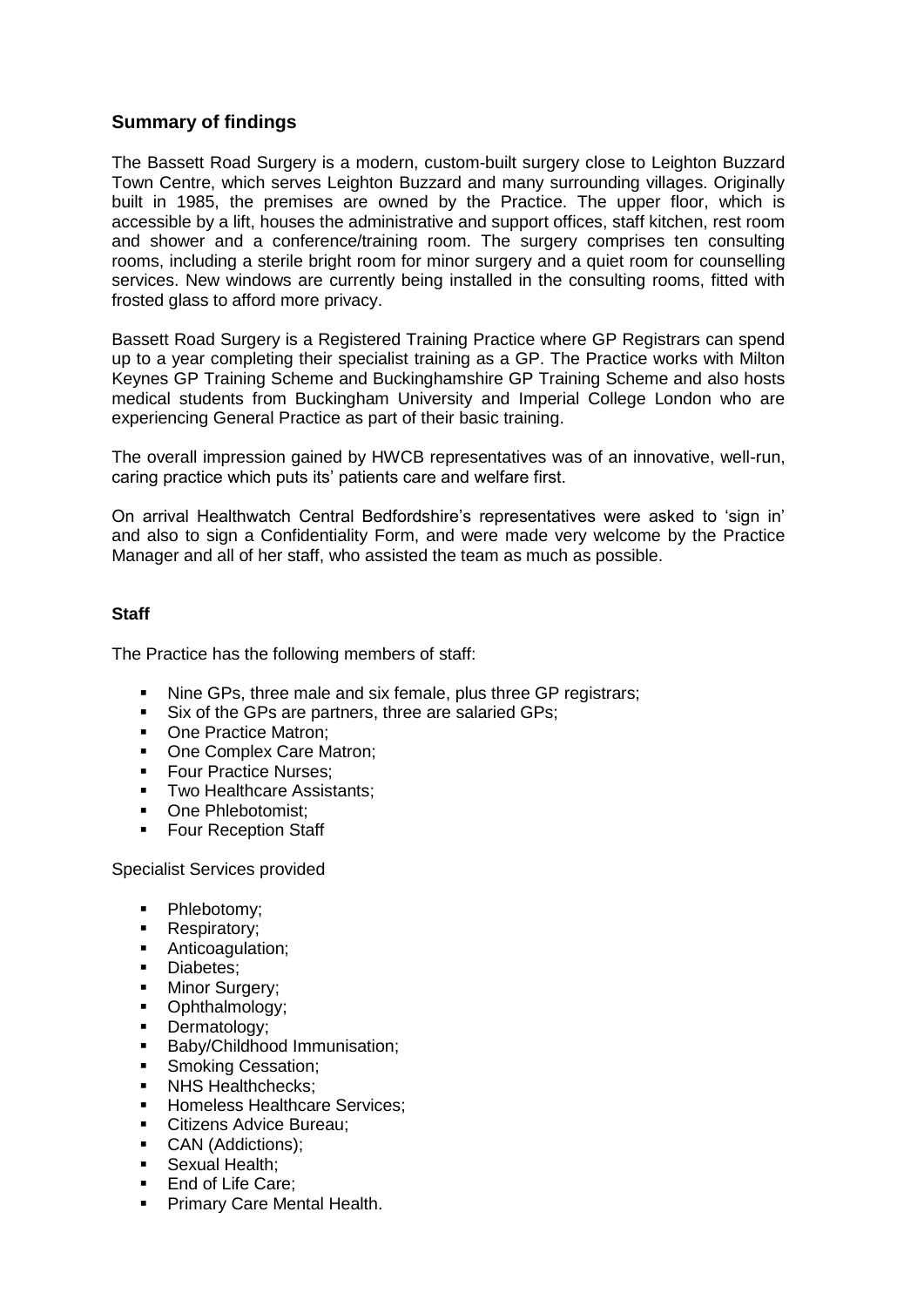## Summary of findings

The Bassett Road Surgery is a modern, custom-built surgery close to Leighton Buzzard Town Centre, which serves Leighton Buzzard and many surrounding villages. Originally built in 1985, the premises are owned by the Practice. The upper floor, which is accessible by a lift, houses the administrative and support offices, staff kitchen, rest room and shower and a conference/training room. The surgery comprises ten consulting rooms, including a sterile bright room for minor surgery and a quiet room for counselling services. New windows are currently being installed in the consulting rooms, fitted with frosted glass to afford more privacy.

Bassett Road Surgery is a Registered Training Practice where GP Registrars can spend up to a year completing their specialist training as a GP. The Practice works with Milton Keynes GP Training Scheme and Buckinghamshire GP Training Scheme and also hosts medical students from Buckingham University and Imperial College London who are experiencing General Practice as part of their basic training.

The overall impression gained by HWCB representatives was of an innovative, well-run, caring practice which puts its' patients care and welfare first.

On arrival Healthwatch Central Bedfordshire's representatives were asked to 'sign in' and also to sign a Confidentiality Form, and were made very welcome by the Practice Manager and all of her staff, who assisted the team as much as possible.

### Staff

The Practice has the following members of staff:

- Nine GPs, three male and six female, plus three GP registrars;
- Six of the GPs are partners, three are salaried GPs;
- One Practice Matron;
- One Complex Care Matron;
- Four Practice Nurses;
- Two Healthcare Assistants;
- One Phlebotomist;
- Four Reception Staff

Specialist Services provided

- Phlebotomy;
- Respiratory;
- Anticoagulation;
- Diabetes;
- Minor Surgery;
- Ophthalmology;
- Dermatology;
- Baby/Childhood Immunisation;
- Smoking Cessation;
- NHS Healthchecks;
- Homeless Healthcare Services;
- Citizens Advice Bureau;
- CAN (Addictions);
- Sexual Health;
- End of Life Care;
- Primary Care Mental Health.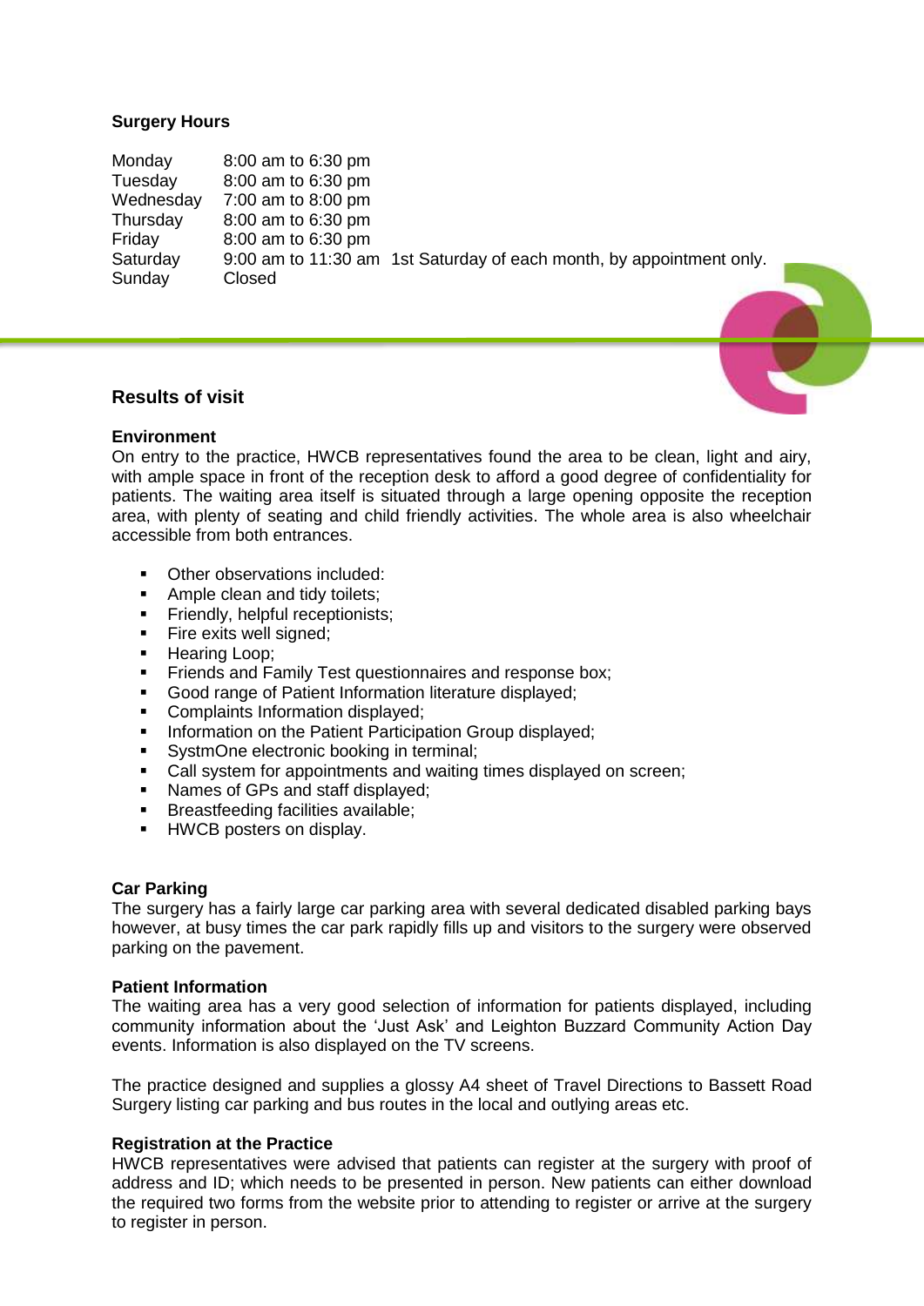**Surgery Hours**

| | | |
|---|---|---|
| Monday | 8:00 am to 6:30 pm | |
| Tuesday | 8:00 am to 6:30 pm | |
| Wednesday | 7:00 am to 8:00 pm | |
| Thursday | 8:00 am to 6:30 pm | |
| Friday | 8:00 am to 6:30 pm | |
| Saturday | 9:00 am to 11:30 am | 1st Saturday of each month, by appointment only. |
| Sunday | Closed | |

## Results of visit

**Environment**

On entry to the practice, HWCB representatives found the area to be clean, light and airy, with ample space in front of the reception desk to afford a good degree of confidentiality for patients. The waiting area itself is situated through a large opening opposite the reception area, with plenty of seating and child friendly activities. The whole area is also wheelchair accessible from both entrances.

- Other observations included:
- Ample clean and tidy toilets;
- Friendly, helpful receptionists;
- Fire exits well signed;
- Hearing Loop;
- Friends and Family Test questionnaires and response box;
- Good range of Patient Information literature displayed;
- Complaints Information displayed;
- Information on the Patient Participation Group displayed;
- SystmOne electronic booking in terminal;
- Call system for appointments and waiting times displayed on screen;
- Names of GPs and staff displayed;
- Breastfeeding facilities available;
- HWCB posters on display.

**Car Parking**

The surgery has a fairly large car parking area with several dedicated disabled parking bays however, at busy times the car park rapidly fills up and visitors to the surgery were observed parking on the pavement.

**Patient Information**

The waiting area has a very good selection of information for patients displayed, including community information about the 'Just Ask' and Leighton Buzzard Community Action Day events. Information is also displayed on the TV screens.

The practice designed and supplies a glossy A4 sheet of Travel Directions to Bassett Road Surgery listing car parking and bus routes in the local and outlying areas etc.

**Registration at the Practice**

HWCB representatives were advised that patients can register at the surgery with proof of address and ID; which needs to be presented in person. New patients can either download the required two forms from the website prior to attending to register or arrive at the surgery to register in person.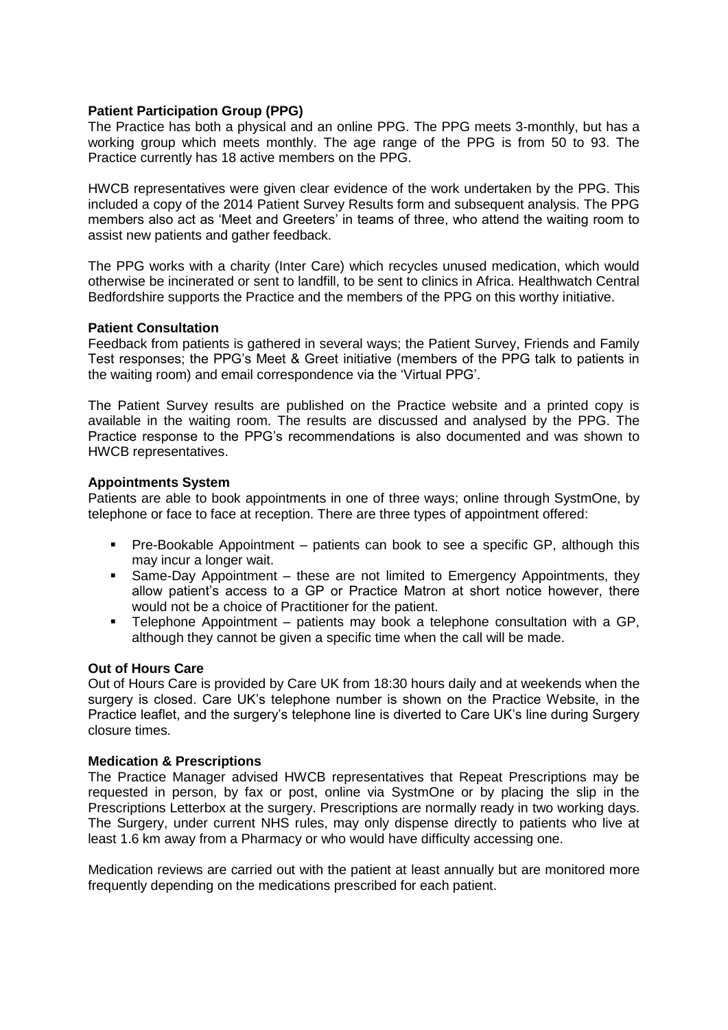**Patient Participation Group (PPG)**

The Practice has both a physical and an online PPG. The PPG meets 3-monthly, but has a working group which meets monthly. The age range of the PPG is from 50 to 93. The Practice currently has 18 active members on the PPG.

HWCB representatives were given clear evidence of the work undertaken by the PPG. This included a copy of the 2014 Patient Survey Results form and subsequent analysis. The PPG members also act as 'Meet and Greeters' in teams of three, who attend the waiting room to assist new patients and gather feedback.

The PPG works with a charity (Inter Care) which recycles unused medication, which would otherwise be incinerated or sent to landfill, to be sent to clinics in Africa. Healthwatch Central Bedfordshire supports the Practice and the members of the PPG on this worthy initiative.

**Patient Consultation**

Feedback from patients is gathered in several ways; the Patient Survey, Friends and Family Test responses; the PPG's Meet & Greet initiative (members of the PPG talk to patients in the waiting room) and email correspondence via the 'Virtual PPG'.

The Patient Survey results are published on the Practice website and a printed copy is available in the waiting room. The results are discussed and analysed by the PPG. The Practice response to the PPG's recommendations is also documented and was shown to HWCB representatives.

**Appointments System**

Patients are able to book appointments in one of three ways; online through SystmOne, by telephone or face to face at reception. There are three types of appointment offered:

- Pre-Bookable Appointment – patients can book to see a specific GP, although this may incur a longer wait.
- Same-Day Appointment – these are not limited to Emergency Appointments, they allow patient's access to a GP or Practice Matron at short notice however, there would not be a choice of Practitioner for the patient.
- Telephone Appointment – patients may book a telephone consultation with a GP, although they cannot be given a specific time when the call will be made.

**Out of Hours Care**

Out of Hours Care is provided by Care UK from 18:30 hours daily and at weekends when the surgery is closed. Care UK's telephone number is shown on the Practice Website, in the Practice leaflet, and the surgery's telephone line is diverted to Care UK's line during Surgery closure times.

**Medication & Prescriptions**

The Practice Manager advised HWCB representatives that Repeat Prescriptions may be requested in person, by fax or post, online via SystmOne or by placing the slip in the Prescriptions Letterbox at the surgery. Prescriptions are normally ready in two working days. The Surgery, under current NHS rules, may only dispense directly to patients who live at least 1.6 km away from a Pharmacy or who would have difficulty accessing one.

Medication reviews are carried out with the patient at least annually but are monitored more frequently depending on the medications prescribed for each patient.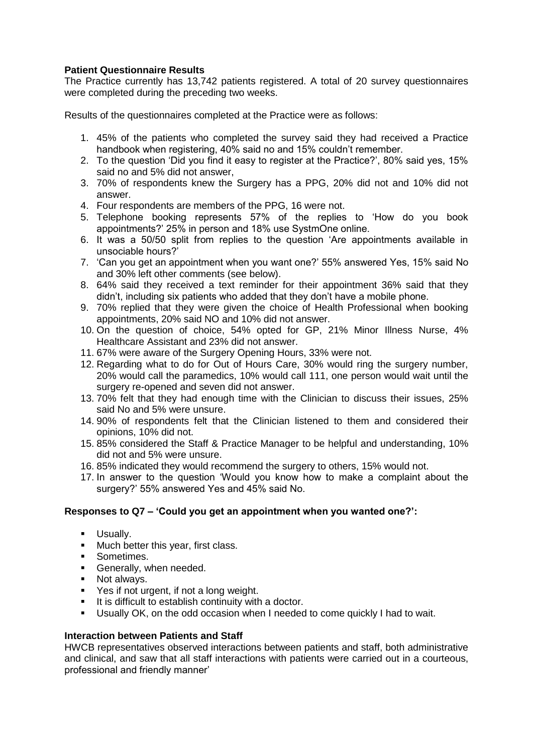**Patient Questionnaire Results**

The Practice currently has 13,742 patients registered. A total of 20 survey questionnaires were completed during the preceding two weeks.

Results of the questionnaires completed at the Practice were as follows:

1. 45% of the patients who completed the survey said they had received a Practice handbook when registering, 40% said no and 15% couldn't remember.
2. To the question 'Did you find it easy to register at the Practice?', 80% said yes, 15% said no and 5% did not answer,
3. 70% of respondents knew the Surgery has a PPG, 20% did not and 10% did not answer.
4. Four respondents are members of the PPG, 16 were not.
5. Telephone booking represents 57% of the replies to 'How do you book appointments?' 25% in person and 18% use SystmOne online.
6. It was a 50/50 split from replies to the question 'Are appointments available in unsociable hours?'
7. 'Can you get an appointment when you want one?' 55% answered Yes, 15% said No and 30% left other comments (see below).
8. 64% said they received a text reminder for their appointment 36% said that they didn't, including six patients who added that they don't have a mobile phone.
9. 70% replied that they were given the choice of Health Professional when booking appointments, 20% said NO and 10% did not answer.
10. On the question of choice, 54% opted for GP, 21% Minor Illness Nurse, 4% Healthcare Assistant and 23% did not answer.
11. 67% were aware of the Surgery Opening Hours, 33% were not.
12. Regarding what to do for Out of Hours Care, 30% would ring the surgery number, 20% would call the paramedics, 10% would call 111, one person would wait until the surgery re-opened and seven did not answer.
13. 70% felt that they had enough time with the Clinician to discuss their issues, 25% said No and 5% were unsure.
14. 90% of respondents felt that the Clinician listened to them and considered their opinions, 10% did not.
15. 85% considered the Staff & Practice Manager to be helpful and understanding, 10% did not and 5% were unsure.
16. 85% indicated they would recommend the surgery to others, 15% would not.
17. In answer to the question 'Would you know how to make a complaint about the surgery?' 55% answered Yes and 45% said No.

**Responses to Q7 – 'Could you get an appointment when you wanted one?':**

- Usually.
- Much better this year, first class.
- Sometimes.
- Generally, when needed.
- Not always.
- Yes if not urgent, if not a long weight.
- It is difficult to establish continuity with a doctor.
- Usually OK, on the odd occasion when I needed to come quickly I had to wait.

**Interaction between Patients and Staff**

HWCB representatives observed interactions between patients and staff, both administrative and clinical, and saw that all staff interactions with patients were carried out in a courteous, professional and friendly manner'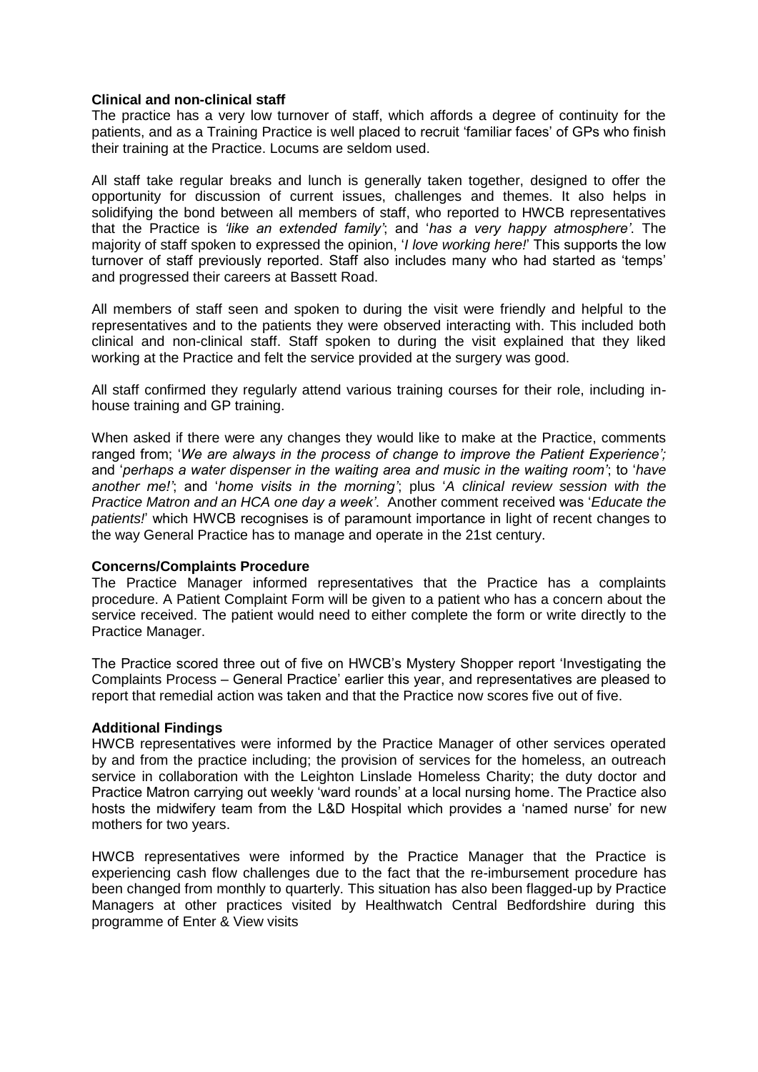**Clinical and non-clinical staff**

The practice has a very low turnover of staff, which affords a degree of continuity for the patients, and as a Training Practice is well placed to recruit 'familiar faces' of GPs who finish their training at the Practice. Locums are seldom used.

All staff take regular breaks and lunch is generally taken together, designed to offer the opportunity for discussion of current issues, challenges and themes. It also helps in solidifying the bond between all members of staff, who reported to HWCB representatives that the Practice is *'like an extended family'*; and '*has a very happy atmosphere'*. The majority of staff spoken to expressed the opinion, '*I love working here!*' This supports the low turnover of staff previously reported. Staff also includes many who had started as 'temps' and progressed their careers at Bassett Road.

All members of staff seen and spoken to during the visit were friendly and helpful to the representatives and to the patients they were observed interacting with. This included both clinical and non-clinical staff. Staff spoken to during the visit explained that they liked working at the Practice and felt the service provided at the surgery was good.

All staff confirmed they regularly attend various training courses for their role, including in-house training and GP training.

When asked if there were any changes they would like to make at the Practice, comments ranged from; '*We are always in the process of change to improve the Patient Experience';* and '*perhaps a water dispenser in the waiting area and music in the waiting room'*; to '*have another me!'*; and '*home visits in the morning'*; plus '*A clinical review session with the Practice Matron and an HCA one day a week'*. Another comment received was '*Educate the patients!*' which HWCB recognises is of paramount importance in light of recent changes to the way General Practice has to manage and operate in the 21st century.

**Concerns/Complaints Procedure**

The Practice Manager informed representatives that the Practice has a complaints procedure. A Patient Complaint Form will be given to a patient who has a concern about the service received. The patient would need to either complete the form or write directly to the Practice Manager.

The Practice scored three out of five on HWCB's Mystery Shopper report 'Investigating the Complaints Process – General Practice' earlier this year, and representatives are pleased to report that remedial action was taken and that the Practice now scores five out of five.

**Additional Findings**

HWCB representatives were informed by the Practice Manager of other services operated by and from the practice including; the provision of services for the homeless, an outreach service in collaboration with the Leighton Linslade Homeless Charity; the duty doctor and Practice Matron carrying out weekly 'ward rounds' at a local nursing home. The Practice also hosts the midwifery team from the L&D Hospital which provides a 'named nurse' for new mothers for two years.

HWCB representatives were informed by the Practice Manager that the Practice is experiencing cash flow challenges due to the fact that the re-imbursement procedure has been changed from monthly to quarterly. This situation has also been flagged-up by Practice Managers at other practices visited by Healthwatch Central Bedfordshire during this programme of Enter & View visits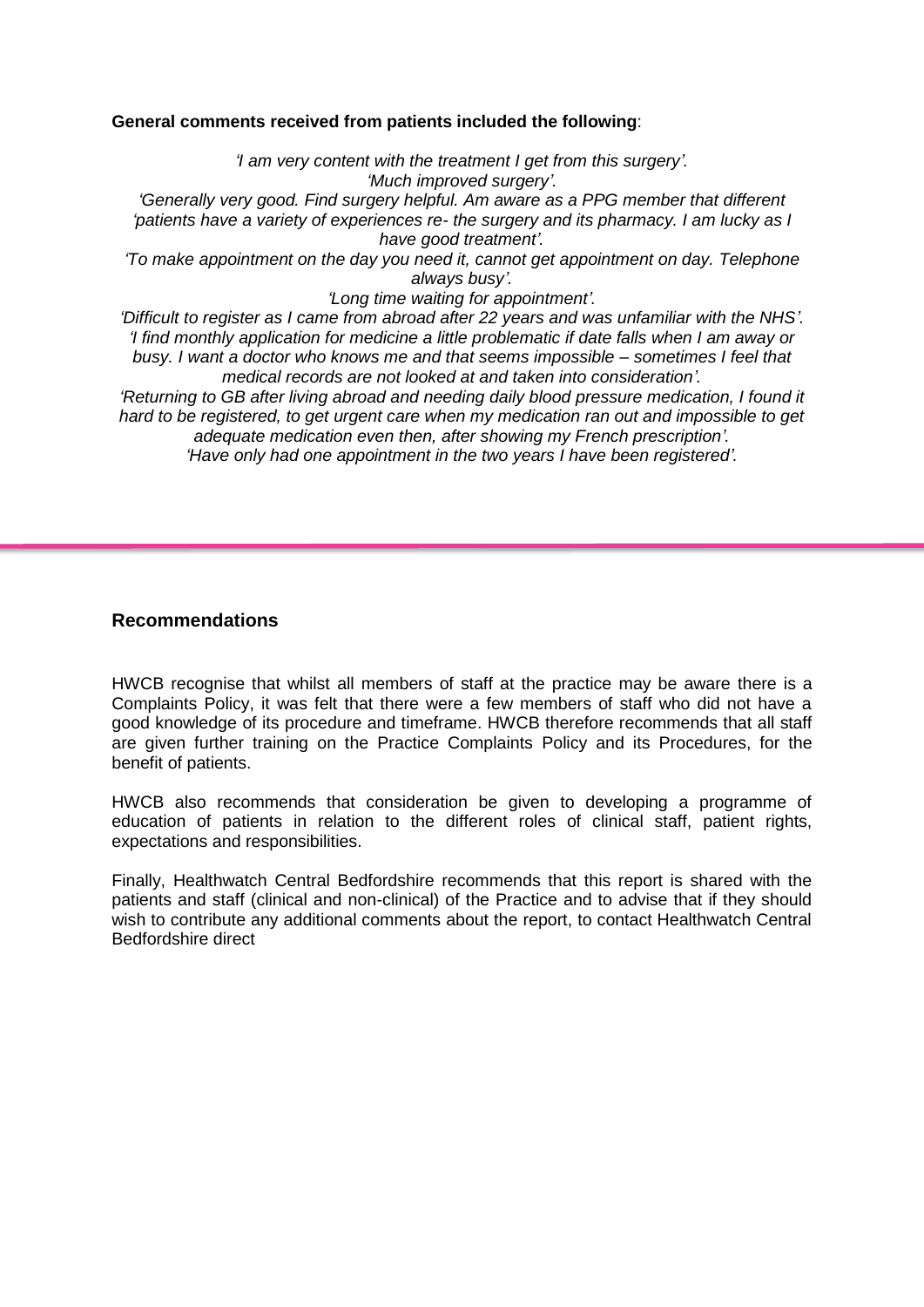**General comments received from patients included the following**:

*'I am very content with the treatment I get from this surgery'.*
*'Much improved surgery'.*
*'Generally very good. Find surgery helpful. Am aware as a PPG member that different 'patients have a variety of experiences re- the surgery and its pharmacy. I am lucky as I have good treatment'.*
*'To make appointment on the day you need it, cannot get appointment on day. Telephone always busy'.*
*'Long time waiting for appointment'.*
*'Difficult to register as I came from abroad after 22 years and was unfamiliar with the NHS'.*
*'I find monthly application for medicine a little problematic if date falls when I am away or busy. I want a doctor who knows me and that seems impossible – sometimes I feel that medical records are not looked at and taken into consideration'.*
*'Returning to GB after living abroad and needing daily blood pressure medication, I found it hard to be registered, to get urgent care when my medication ran out and impossible to get adequate medication even then, after showing my French prescription'.*
*'Have only had one appointment in the two years I have been registered'.*

---

## Recommendations

HWCB recognise that whilst all members of staff at the practice may be aware there is a Complaints Policy, it was felt that there were a few members of staff who did not have a good knowledge of its procedure and timeframe. HWCB therefore recommends that all staff are given further training on the Practice Complaints Policy and its Procedures, for the benefit of patients.

HWCB also recommends that consideration be given to developing a programme of education of patients in relation to the different roles of clinical staff, patient rights, expectations and responsibilities.

Finally, Healthwatch Central Bedfordshire recommends that this report is shared with the patients and staff (clinical and non-clinical) of the Practice and to advise that if they should wish to contribute any additional comments about the report, to contact Healthwatch Central Bedfordshire direct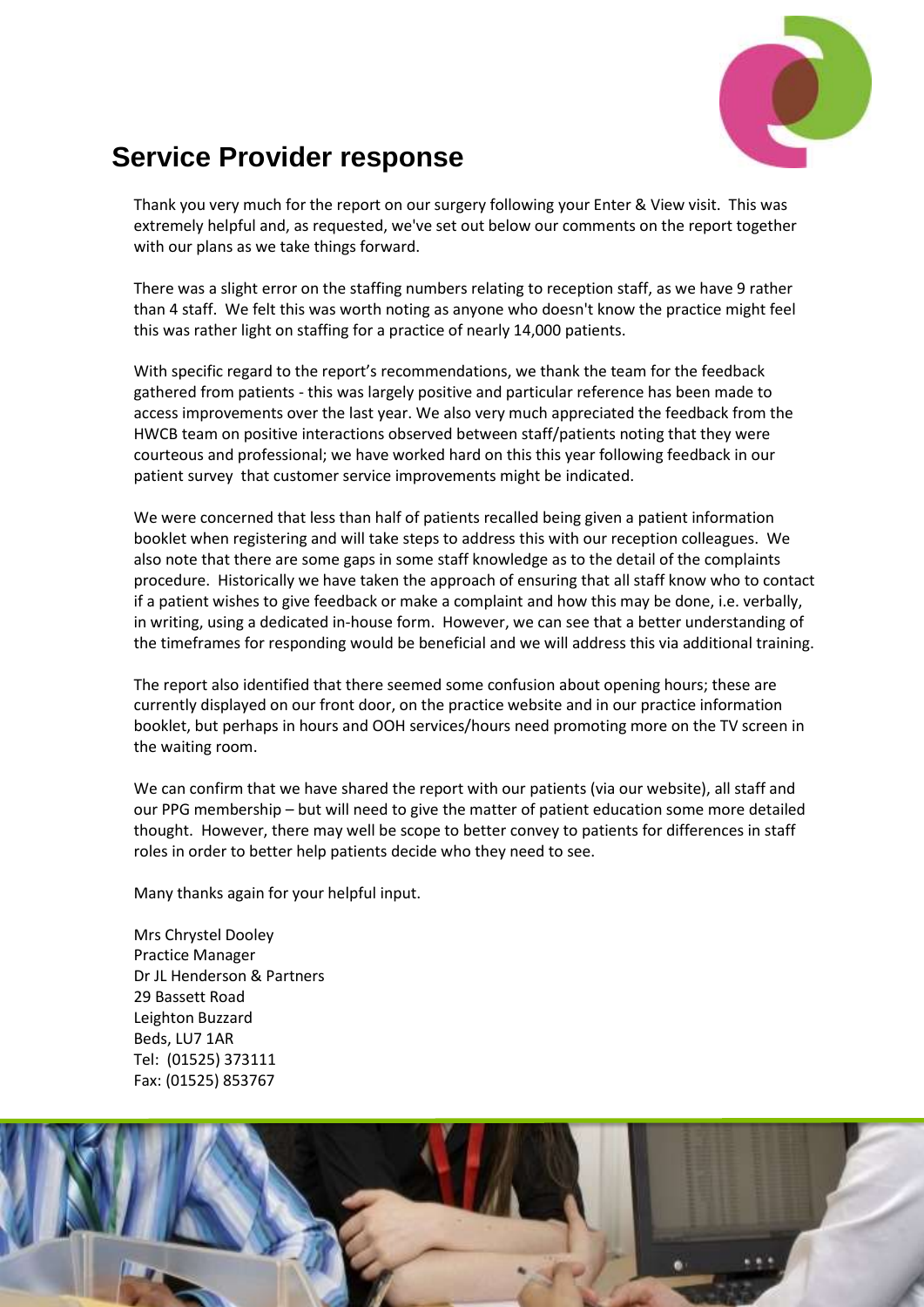## Service Provider response

Thank you very much for the report on our surgery following your Enter & View visit. This was extremely helpful and, as requested, we've set out below our comments on the report together with our plans as we take things forward.

There was a slight error on the staffing numbers relating to reception staff, as we have 9 rather than 4 staff. We felt this was worth noting as anyone who doesn't know the practice might feel this was rather light on staffing for a practice of nearly 14,000 patients.

With specific regard to the report's recommendations, we thank the team for the feedback gathered from patients - this was largely positive and particular reference has been made to access improvements over the last year. We also very much appreciated the feedback from the HWCB team on positive interactions observed between staff/patients noting that they were courteous and professional; we have worked hard on this this year following feedback in our patient survey that customer service improvements might be indicated.

We were concerned that less than half of patients recalled being given a patient information booklet when registering and will take steps to address this with our reception colleagues. We also note that there are some gaps in some staff knowledge as to the detail of the complaints procedure. Historically we have taken the approach of ensuring that all staff know who to contact if a patient wishes to give feedback or make a complaint and how this may be done, i.e. verbally, in writing, using a dedicated in-house form. However, we can see that a better understanding of the timeframes for responding would be beneficial and we will address this via additional training.

The report also identified that there seemed some confusion about opening hours; these are currently displayed on our front door, on the practice website and in our practice information booklet, but perhaps in hours and OOH services/hours need promoting more on the TV screen in the waiting room.

We can confirm that we have shared the report with our patients (via our website), all staff and our PPG membership – but will need to give the matter of patient education some more detailed thought. However, there may well be scope to better convey to patients for differences in staff roles in order to better help patients decide who they need to see.

Many thanks again for your helpful input.

Mrs Chrystel Dooley  
Practice Manager  
Dr JL Henderson & Partners  
29 Bassett Road  
Leighton Buzzard  
Beds, LU7 1AR  
Tel: (01525) 373111  
Fax: (01525) 853767